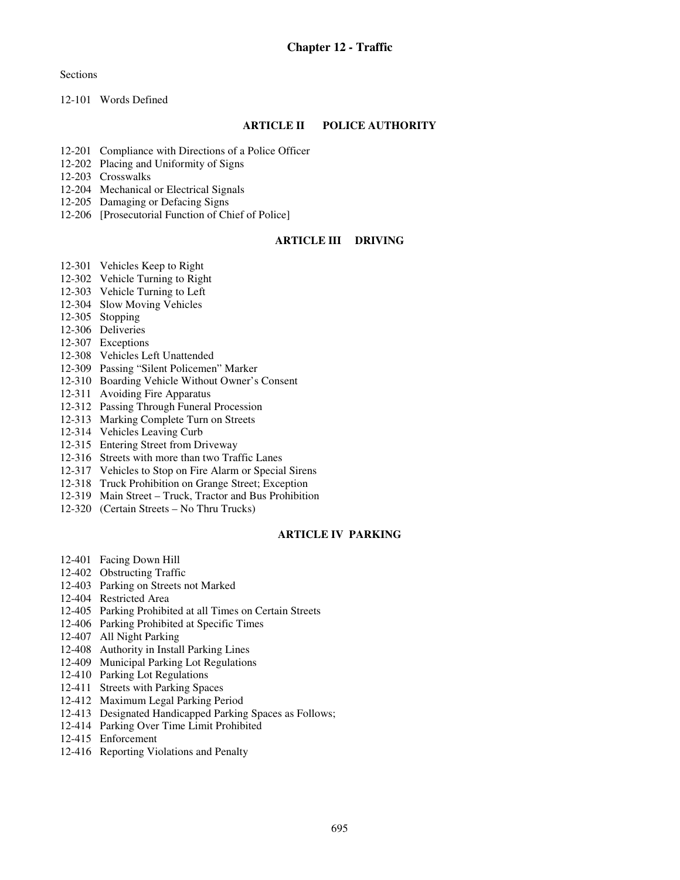# Chapter 12 - Traffic

Sections

12-101 Words Defined

## ARTICLE II POLICE AUTHORITY

12-201 Compliance with Directions of a Police Officer
12-202 Placing and Uniformity of Signs
12-203 Crosswalks
12-204 Mechanical or Electrical Signals
12-205 Damaging or Defacing Signs
12-206 [Prosecutorial Function of Chief of Police]

## ARTICLE III DRIVING

12-301 Vehicles Keep to Right
12-302 Vehicle Turning to Right
12-303 Vehicle Turning to Left
12-304 Slow Moving Vehicles
12-305 Stopping
12-306 Deliveries
12-307 Exceptions
12-308 Vehicles Left Unattended
12-309 Passing "Silent Policemen" Marker
12-310 Boarding Vehicle Without Owner's Consent
12-311 Avoiding Fire Apparatus
12-312 Passing Through Funeral Procession
12-313 Marking Complete Turn on Streets
12-314 Vehicles Leaving Curb
12-315 Entering Street from Driveway
12-316 Streets with more than two Traffic Lanes
12-317 Vehicles to Stop on Fire Alarm or Special Sirens
12-318 Truck Prohibition on Grange Street; Exception
12-319 Main Street – Truck, Tractor and Bus Prohibition
12-320 (Certain Streets – No Thru Trucks)

## ARTICLE IV PARKING

12-401 Facing Down Hill
12-402 Obstructing Traffic
12-403 Parking on Streets not Marked
12-404 Restricted Area
12-405 Parking Prohibited at all Times on Certain Streets
12-406 Parking Prohibited at Specific Times
12-407 All Night Parking
12-408 Authority in Install Parking Lines
12-409 Municipal Parking Lot Regulations
12-410 Parking Lot Regulations
12-411 Streets with Parking Spaces
12-412 Maximum Legal Parking Period
12-413 Designated Handicapped Parking Spaces as Follows;
12-414 Parking Over Time Limit Prohibited
12-415 Enforcement
12-416 Reporting Violations and Penalty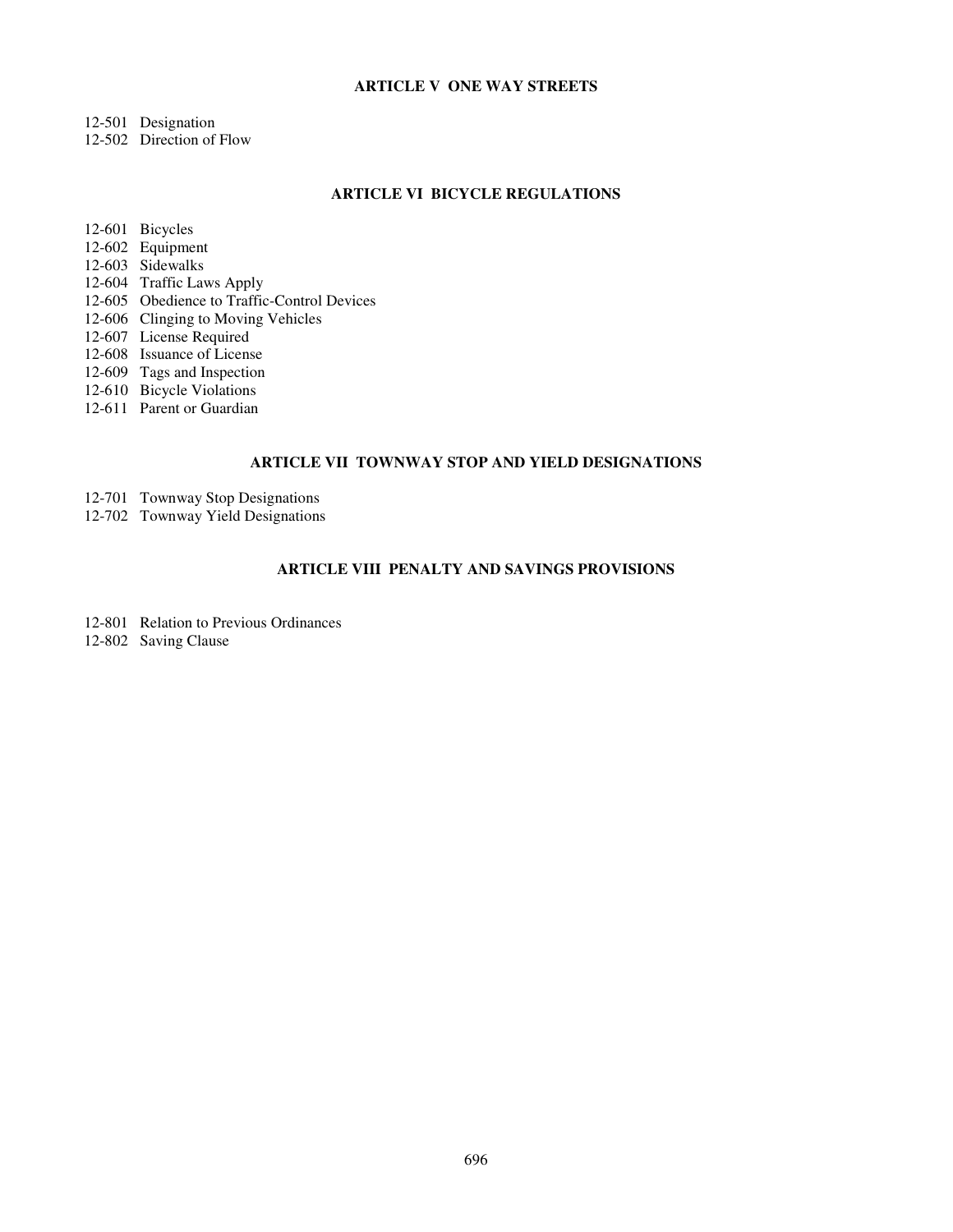## ARTICLE V ONE WAY STREETS

12-501 Designation
12-502 Direction of Flow

## ARTICLE VI BICYCLE REGULATIONS

12-601 Bicycles
12-602 Equipment
12-603 Sidewalks
12-604 Traffic Laws Apply
12-605 Obedience to Traffic-Control Devices
12-606 Clinging to Moving Vehicles
12-607 License Required
12-608 Issuance of License
12-609 Tags and Inspection
12-610 Bicycle Violations
12-611 Parent or Guardian

## ARTICLE VII TOWNWAY STOP AND YIELD DESIGNATIONS

12-701 Townway Stop Designations
12-702 Townway Yield Designations

## ARTICLE VIII PENALTY AND SAVINGS PROVISIONS

12-801 Relation to Previous Ordinances
12-802 Saving Clause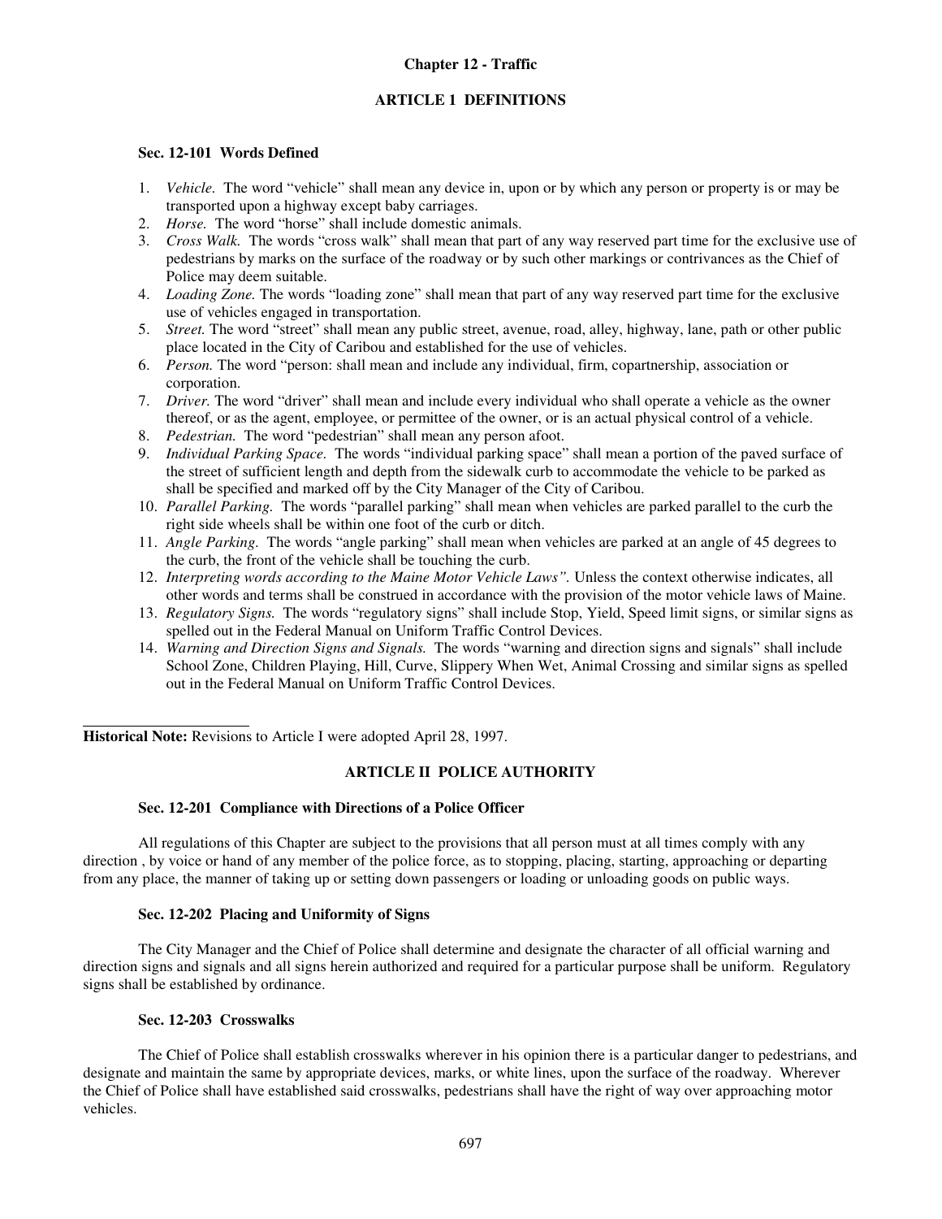# Chapter 12 - Traffic

## ARTICLE 1 DEFINITIONS

### Sec. 12-101 Words Defined

1. *Vehicle.* The word "vehicle" shall mean any device in, upon or by which any person or property is or may be transported upon a highway except baby carriages.
2. *Horse.* The word "horse" shall include domestic animals.
3. *Cross Walk.* The words "cross walk" shall mean that part of any way reserved part time for the exclusive use of pedestrians by marks on the surface of the roadway or by such other markings or contrivances as the Chief of Police may deem suitable.
4. *Loading Zone.* The words "loading zone" shall mean that part of any way reserved part time for the exclusive use of vehicles engaged in transportation.
5. *Street.* The word "street" shall mean any public street, avenue, road, alley, highway, lane, path or other public place located in the City of Caribou and established for the use of vehicles.
6. *Person.* The word "person: shall mean and include any individual, firm, copartnership, association or corporation.
7. *Driver.* The word "driver" shall mean and include every individual who shall operate a vehicle as the owner thereof, or as the agent, employee, or permittee of the owner, or is an actual physical control of a vehicle.
8. *Pedestrian.* The word "pedestrian" shall mean any person afoot.
9. *Individual Parking Space.* The words "individual parking space" shall mean a portion of the paved surface of the street of sufficient length and depth from the sidewalk curb to accommodate the vehicle to be parked as shall be specified and marked off by the City Manager of the City of Caribou.
10. *Parallel Parking.* The words "parallel parking" shall mean when vehicles are parked parallel to the curb the right side wheels shall be within one foot of the curb or ditch.
11. *Angle Parking.* The words "angle parking" shall mean when vehicles are parked at an angle of 45 degrees to the curb, the front of the vehicle shall be touching the curb.
12. *Interpreting words according to the Maine Motor Vehicle Laws".* Unless the context otherwise indicates, all other words and terms shall be construed in accordance with the provision of the motor vehicle laws of Maine.
13. *Regulatory Signs.* The words "regulatory signs" shall include Stop, Yield, Speed limit signs, or similar signs as spelled out in the Federal Manual on Uniform Traffic Control Devices.
14. *Warning and Direction Signs and Signals.* The words "warning and direction signs and signals" shall include School Zone, Children Playing, Hill, Curve, Slippery When Wet, Animal Crossing and similar signs as spelled out in the Federal Manual on Uniform Traffic Control Devices.

---

**Historical Note:** Revisions to Article I were adopted April 28, 1997.

## ARTICLE II POLICE AUTHORITY

### Sec. 12-201 Compliance with Directions of a Police Officer

All regulations of this Chapter are subject to the provisions that all person must at all times comply with any direction , by voice or hand of any member of the police force, as to stopping, placing, starting, approaching or departing from any place, the manner of taking up or setting down passengers or loading or unloading goods on public ways.

### Sec. 12-202 Placing and Uniformity of Signs

The City Manager and the Chief of Police shall determine and designate the character of all official warning and direction signs and signals and all signs herein authorized and required for a particular purpose shall be uniform. Regulatory signs shall be established by ordinance.

### Sec. 12-203 Crosswalks

The Chief of Police shall establish crosswalks wherever in his opinion there is a particular danger to pedestrians, and designate and maintain the same by appropriate devices, marks, or white lines, upon the surface of the roadway. Wherever the Chief of Police shall have established said crosswalks, pedestrians shall have the right of way over approaching motor vehicles.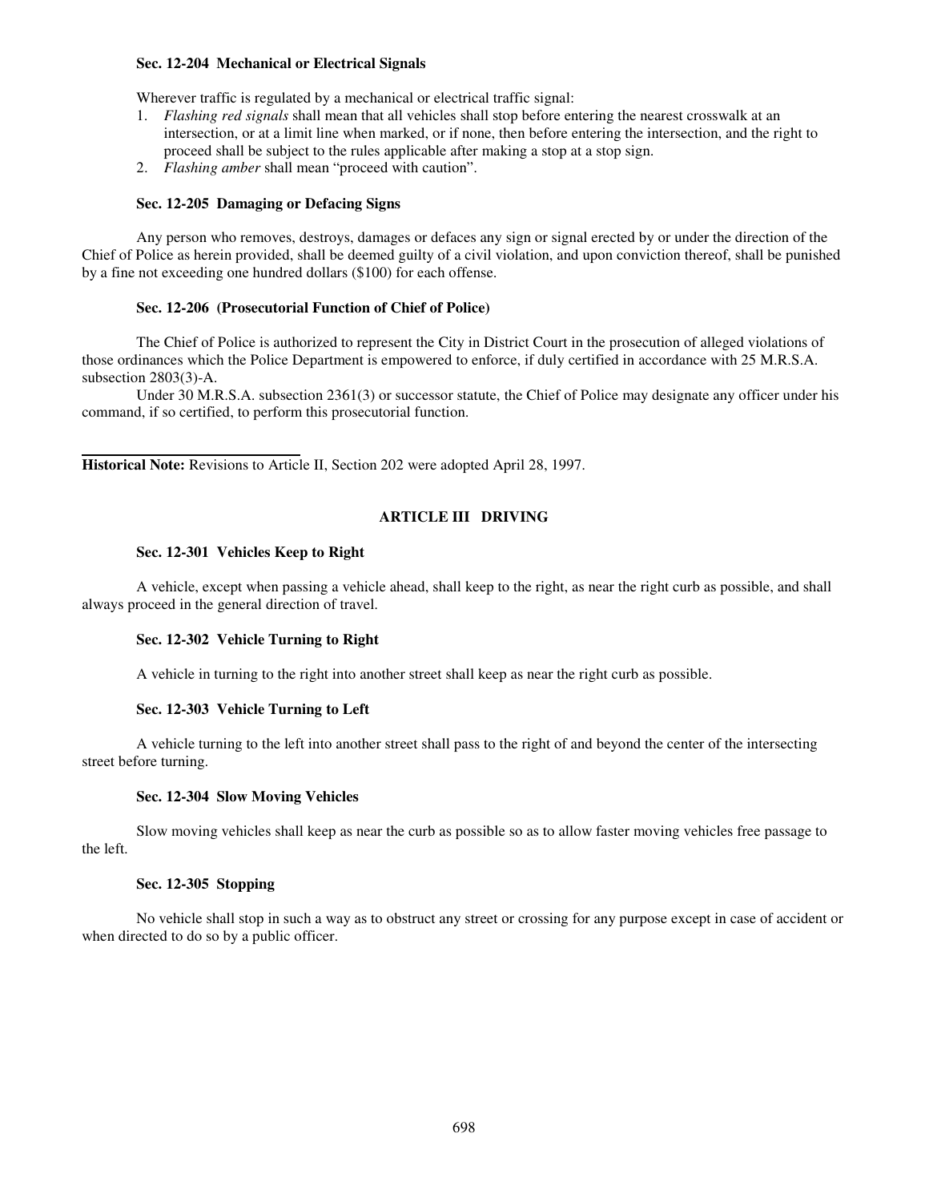### Sec. 12-204 Mechanical or Electrical Signals

Wherever traffic is regulated by a mechanical or electrical traffic signal:

1. *Flashing red signals* shall mean that all vehicles shall stop before entering the nearest crosswalk at an intersection, or at a limit line when marked, or if none, then before entering the intersection, and the right to proceed shall be subject to the rules applicable after making a stop at a stop sign.
2. *Flashing amber* shall mean "proceed with caution".

### Sec. 12-205 Damaging or Defacing Signs

Any person who removes, destroys, damages or defaces any sign or signal erected by or under the direction of the Chief of Police as herein provided, shall be deemed guilty of a civil violation, and upon conviction thereof, shall be punished by a fine not exceeding one hundred dollars ($100) for each offense.

### Sec. 12-206 (Prosecutorial Function of Chief of Police)

The Chief of Police is authorized to represent the City in District Court in the prosecution of alleged violations of those ordinances which the Police Department is empowered to enforce, if duly certified in accordance with 25 M.R.S.A. subsection 2803(3)-A.

Under 30 M.R.S.A. subsection 2361(3) or successor statute, the Chief of Police may designate any officer under his command, if so certified, to perform this prosecutorial function.

---

**Historical Note:** Revisions to Article II, Section 202 were adopted April 28, 1997.

## ARTICLE III DRIVING

### Sec. 12-301 Vehicles Keep to Right

A vehicle, except when passing a vehicle ahead, shall keep to the right, as near the right curb as possible, and shall always proceed in the general direction of travel.

### Sec. 12-302 Vehicle Turning to Right

A vehicle in turning to the right into another street shall keep as near the right curb as possible.

### Sec. 12-303 Vehicle Turning to Left

A vehicle turning to the left into another street shall pass to the right of and beyond the center of the intersecting street before turning.

### Sec. 12-304 Slow Moving Vehicles

Slow moving vehicles shall keep as near the curb as possible so as to allow faster moving vehicles free passage to the left.

### Sec. 12-305 Stopping

No vehicle shall stop in such a way as to obstruct any street or crossing for any purpose except in case of accident or when directed to do so by a public officer.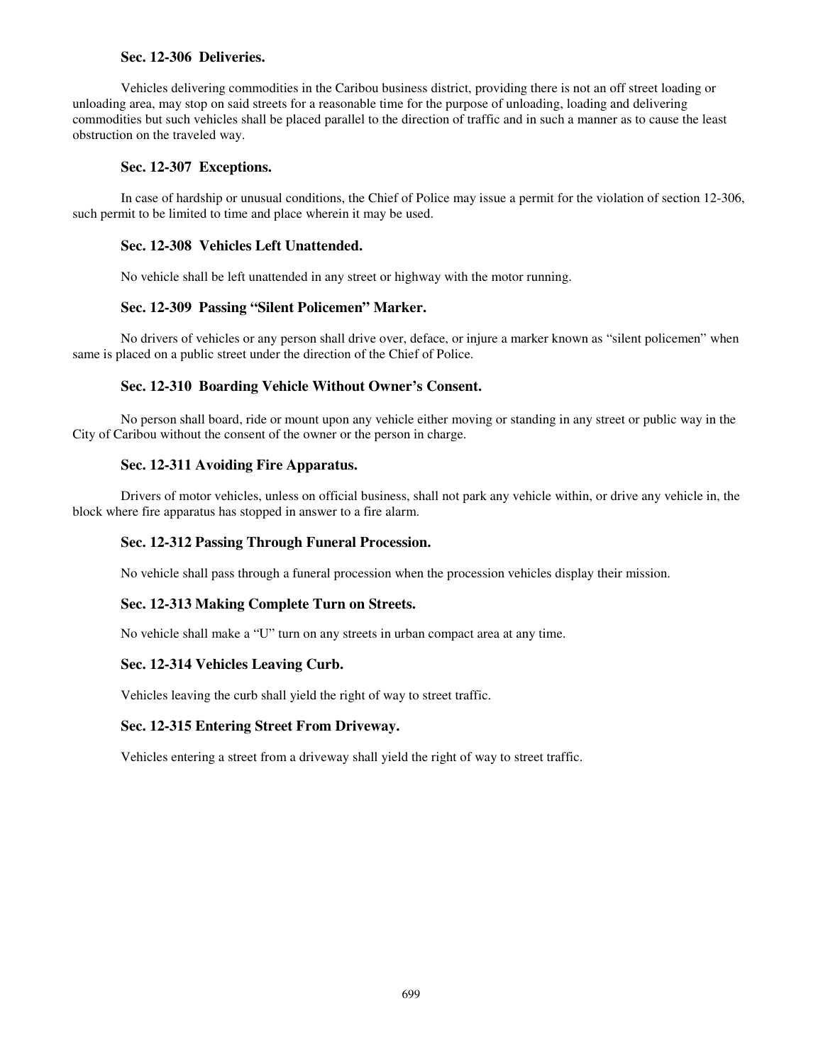### Sec. 12-306 Deliveries.

Vehicles delivering commodities in the Caribou business district, providing there is not an off street loading or unloading area, may stop on said streets for a reasonable time for the purpose of unloading, loading and delivering commodities but such vehicles shall be placed parallel to the direction of traffic and in such a manner as to cause the least obstruction on the traveled way.

### Sec. 12-307 Exceptions.

In case of hardship or unusual conditions, the Chief of Police may issue a permit for the violation of section 12-306, such permit to be limited to time and place wherein it may be used.

### Sec. 12-308 Vehicles Left Unattended.

No vehicle shall be left unattended in any street or highway with the motor running.

### Sec. 12-309 Passing "Silent Policemen" Marker.

No drivers of vehicles or any person shall drive over, deface, or injure a marker known as "silent policemen" when same is placed on a public street under the direction of the Chief of Police.

### Sec. 12-310 Boarding Vehicle Without Owner's Consent.

No person shall board, ride or mount upon any vehicle either moving or standing in any street or public way in the City of Caribou without the consent of the owner or the person in charge.

### Sec. 12-311 Avoiding Fire Apparatus.

Drivers of motor vehicles, unless on official business, shall not park any vehicle within, or drive any vehicle in, the block where fire apparatus has stopped in answer to a fire alarm.

### Sec. 12-312 Passing Through Funeral Procession.

No vehicle shall pass through a funeral procession when the procession vehicles display their mission.

### Sec. 12-313 Making Complete Turn on Streets.

No vehicle shall make a "U" turn on any streets in urban compact area at any time.

### Sec. 12-314 Vehicles Leaving Curb.

Vehicles leaving the curb shall yield the right of way to street traffic.

### Sec. 12-315 Entering Street From Driveway.

Vehicles entering a street from a driveway shall yield the right of way to street traffic.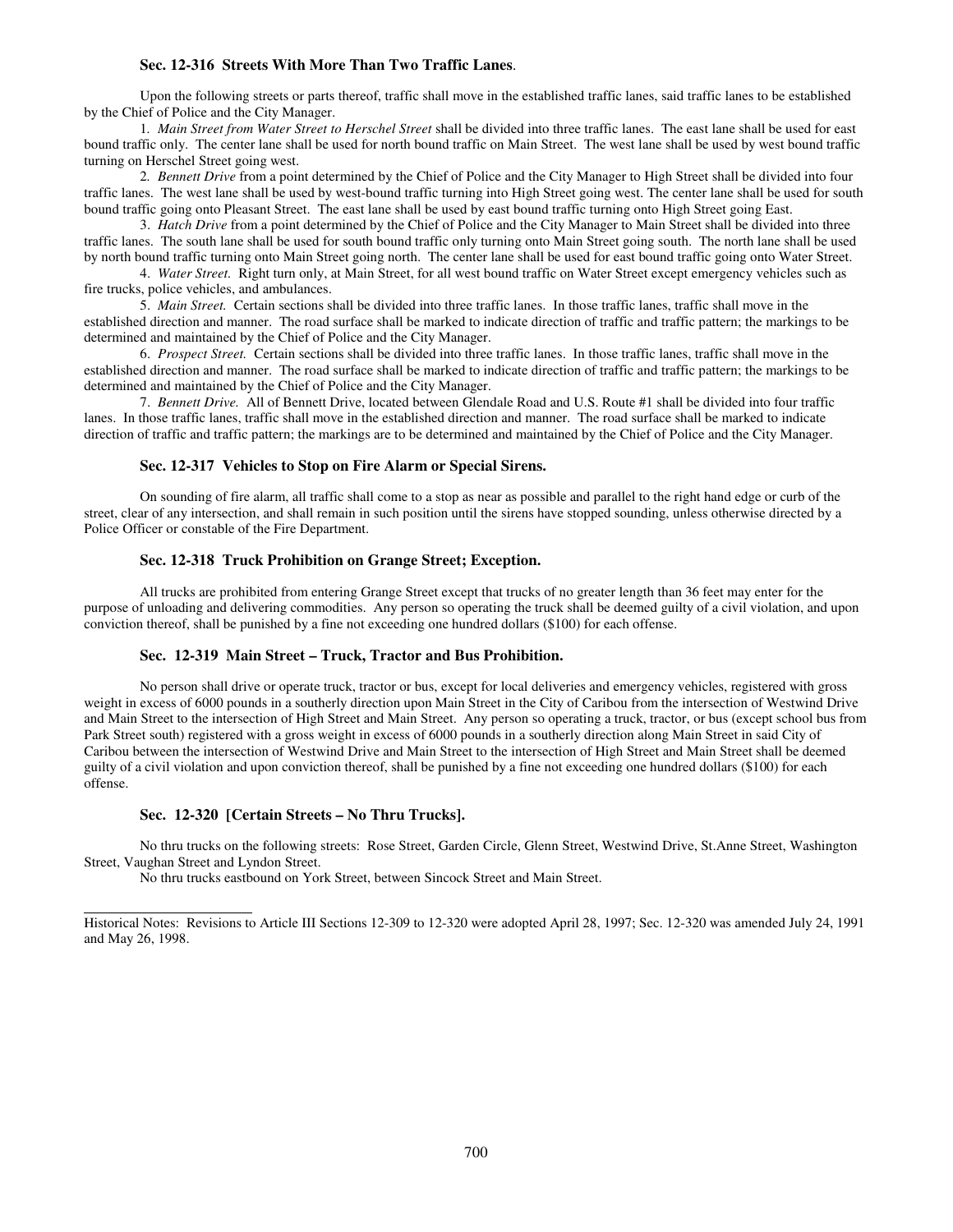### Sec. 12-316 Streets With More Than Two Traffic Lanes.

Upon the following streets or parts thereof, traffic shall move in the established traffic lanes, said traffic lanes to be established by the Chief of Police and the City Manager.

1. *Main Street from Water Street to Herschel Street* shall be divided into three traffic lanes. The east lane shall be used for east bound traffic only. The center lane shall be used for north bound traffic on Main Street. The west lane shall be used by west bound traffic turning on Herschel Street going west.

2. *Bennett Drive* from a point determined by the Chief of Police and the City Manager to High Street shall be divided into four traffic lanes. The west lane shall be used by west-bound traffic turning into High Street going west. The center lane shall be used for south bound traffic going onto Pleasant Street. The east lane shall be used by east bound traffic turning onto High Street going East.

3. *Hatch Drive* from a point determined by the Chief of Police and the City Manager to Main Street shall be divided into three traffic lanes. The south lane shall be used for south bound traffic only turning onto Main Street going south. The north lane shall be used by north bound traffic turning onto Main Street going north. The center lane shall be used for east bound traffic going onto Water Street.

4. *Water Street.* Right turn only, at Main Street, for all west bound traffic on Water Street except emergency vehicles such as fire trucks, police vehicles, and ambulances.

5. *Main Street.* Certain sections shall be divided into three traffic lanes. In those traffic lanes, traffic shall move in the established direction and manner. The road surface shall be marked to indicate direction of traffic and traffic pattern; the markings to be determined and maintained by the Chief of Police and the City Manager.

6. *Prospect Street.* Certain sections shall be divided into three traffic lanes. In those traffic lanes, traffic shall move in the established direction and manner. The road surface shall be marked to indicate direction of traffic and traffic pattern; the markings to be determined and maintained by the Chief of Police and the City Manager.

7. *Bennett Drive.* All of Bennett Drive, located between Glendale Road and U.S. Route #1 shall be divided into four traffic lanes. In those traffic lanes, traffic shall move in the established direction and manner. The road surface shall be marked to indicate direction of traffic and traffic pattern; the markings are to be determined and maintained by the Chief of Police and the City Manager.

### Sec. 12-317 Vehicles to Stop on Fire Alarm or Special Sirens.

On sounding of fire alarm, all traffic shall come to a stop as near as possible and parallel to the right hand edge or curb of the street, clear of any intersection, and shall remain in such position until the sirens have stopped sounding, unless otherwise directed by a Police Officer or constable of the Fire Department.

### Sec. 12-318 Truck Prohibition on Grange Street; Exception.

All trucks are prohibited from entering Grange Street except that trucks of no greater length than 36 feet may enter for the purpose of unloading and delivering commodities. Any person so operating the truck shall be deemed guilty of a civil violation, and upon conviction thereof, shall be punished by a fine not exceeding one hundred dollars ($100) for each offense.

### Sec. 12-319 Main Street – Truck, Tractor and Bus Prohibition.

No person shall drive or operate truck, tractor or bus, except for local deliveries and emergency vehicles, registered with gross weight in excess of 6000 pounds in a southerly direction upon Main Street in the City of Caribou from the intersection of Westwind Drive and Main Street to the intersection of High Street and Main Street. Any person so operating a truck, tractor, or bus (except school bus from Park Street south) registered with a gross weight in excess of 6000 pounds in a southerly direction along Main Street in said City of Caribou between the intersection of Westwind Drive and Main Street to the intersection of High Street and Main Street shall be deemed guilty of a civil violation and upon conviction thereof, shall be punished by a fine not exceeding one hundred dollars ($100) for each offense.

### Sec. 12-320 [Certain Streets – No Thru Trucks].

No thru trucks on the following streets: Rose Street, Garden Circle, Glenn Street, Westwind Drive, St.Anne Street, Washington Street, Vaughan Street and Lyndon Street.

No thru trucks eastbound on York Street, between Sincock Street and Main Street.

---

Historical Notes: Revisions to Article III Sections 12-309 to 12-320 were adopted April 28, 1997; Sec. 12-320 was amended July 24, 1991 and May 26, 1998.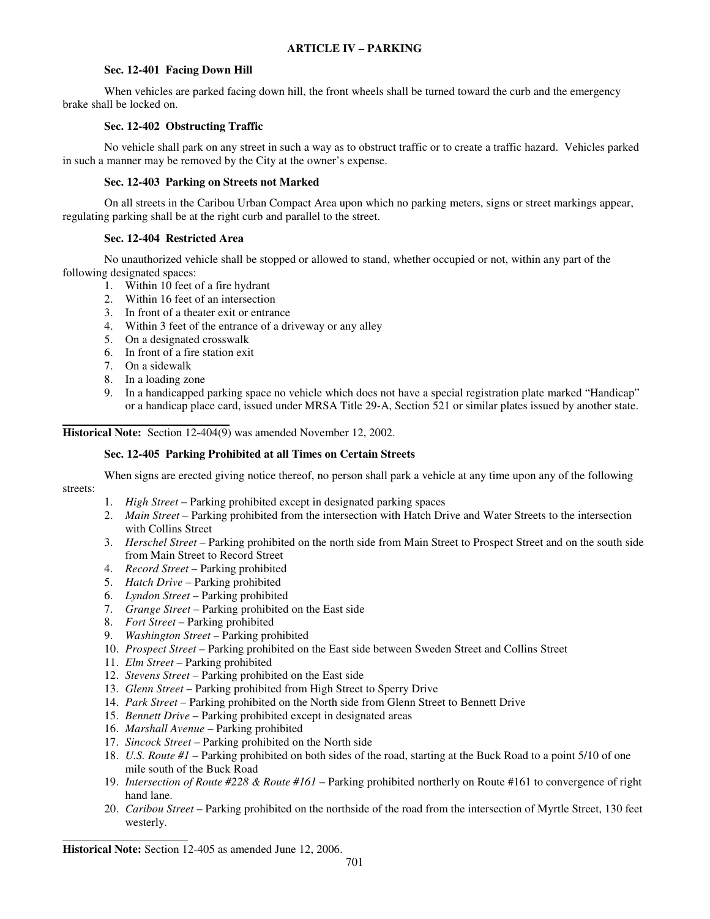## ARTICLE IV – PARKING

### Sec. 12-401 Facing Down Hill

When vehicles are parked facing down hill, the front wheels shall be turned toward the curb and the emergency brake shall be locked on.

### Sec. 12-402 Obstructing Traffic

No vehicle shall park on any street in such a way as to obstruct traffic or to create a traffic hazard. Vehicles parked in such a manner may be removed by the City at the owner's expense.

### Sec. 12-403 Parking on Streets not Marked

On all streets in the Caribou Urban Compact Area upon which no parking meters, signs or street markings appear, regulating parking shall be at the right curb and parallel to the street.

### Sec. 12-404 Restricted Area

No unauthorized vehicle shall be stopped or allowed to stand, whether occupied or not, within any part of the following designated spaces:

1. Within 10 feet of a fire hydrant
2. Within 16 feet of an intersection
3. In front of a theater exit or entrance
4. Within 3 feet of the entrance of a driveway or any alley
5. On a designated crosswalk
6. In front of a fire station exit
7. On a sidewalk
8. In a loading zone
9. In a handicapped parking space no vehicle which does not have a special registration plate marked "Handicap" or a handicap place card, issued under MRSA Title 29-A, Section 521 or similar plates issued by another state.

---

**Historical Note:** Section 12-404(9) was amended November 12, 2002.

### Sec. 12-405 Parking Prohibited at all Times on Certain Streets

When signs are erected giving notice thereof, no person shall park a vehicle at any time upon any of the following streets:

1. *High Street* – Parking prohibited except in designated parking spaces
2. *Main Street* – Parking prohibited from the intersection with Hatch Drive and Water Streets to the intersection with Collins Street
3. *Herschel Street* – Parking prohibited on the north side from Main Street to Prospect Street and on the south side from Main Street to Record Street
4. *Record Street* – Parking prohibited
5. *Hatch Drive* – Parking prohibited
6. *Lyndon Street* – Parking prohibited
7. *Grange Street* – Parking prohibited on the East side
8. *Fort Street* – Parking prohibited
9. *Washington Street* – Parking prohibited
10. *Prospect Street* – Parking prohibited on the East side between Sweden Street and Collins Street
11. *Elm Street* – Parking prohibited
12. *Stevens Street* – Parking prohibited on the East side
13. *Glenn Street* – Parking prohibited from High Street to Sperry Drive
14. *Park Street* – Parking prohibited on the North side from Glenn Street to Bennett Drive
15. *Bennett Drive* – Parking prohibited except in designated areas
16. *Marshall Avenue* – Parking prohibited
17. *Sincock Street* – Parking prohibited on the North side
18. *U.S. Route #1* – Parking prohibited on both sides of the road, starting at the Buck Road to a point 5/10 of one mile south of the Buck Road
19. *Intersection of Route #228 & Route #161* – Parking prohibited northerly on Route #161 to convergence of right hand lane.
20. *Caribou Street* – Parking prohibited on the northside of the road from the intersection of Myrtle Street, 130 feet westerly.

---

**Historical Note:** Section 12-405 as amended June 12, 2006.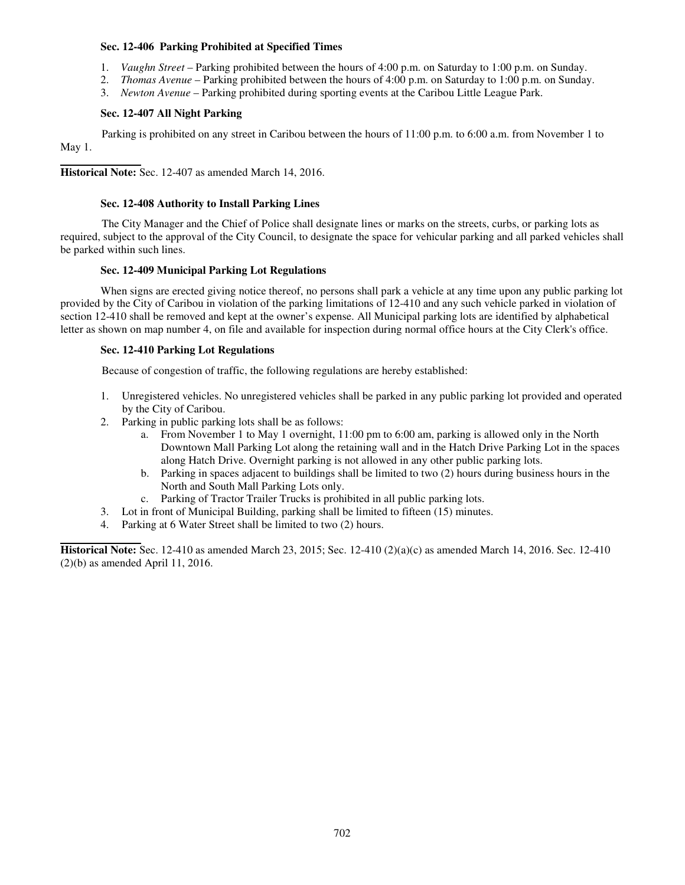### Sec. 12-406 Parking Prohibited at Specified Times

1. *Vaughn Street* – Parking prohibited between the hours of 4:00 p.m. on Saturday to 1:00 p.m. on Sunday.
2. *Thomas Avenue* – Parking prohibited between the hours of 4:00 p.m. on Saturday to 1:00 p.m. on Sunday.
3. *Newton Avenue* – Parking prohibited during sporting events at the Caribou Little League Park.

### Sec. 12-407 All Night Parking

Parking is prohibited on any street in Caribou between the hours of 11:00 p.m. to 6:00 a.m. from November 1 to May 1.

---

**Historical Note:** Sec. 12-407 as amended March 14, 2016.

### Sec. 12-408 Authority to Install Parking Lines

The City Manager and the Chief of Police shall designate lines or marks on the streets, curbs, or parking lots as required, subject to the approval of the City Council, to designate the space for vehicular parking and all parked vehicles shall be parked within such lines.

### Sec. 12-409 Municipal Parking Lot Regulations

When signs are erected giving notice thereof, no persons shall park a vehicle at any time upon any public parking lot provided by the City of Caribou in violation of the parking limitations of 12-410 and any such vehicle parked in violation of section 12-410 shall be removed and kept at the owner's expense. All Municipal parking lots are identified by alphabetical letter as shown on map number 4, on file and available for inspection during normal office hours at the City Clerk's office.

### Sec. 12-410 Parking Lot Regulations

Because of congestion of traffic, the following regulations are hereby established:

1. Unregistered vehicles. No unregistered vehicles shall be parked in any public parking lot provided and operated by the City of Caribou.
2. Parking in public parking lots shall be as follows:
   a. From November 1 to May 1 overnight, 11:00 pm to 6:00 am, parking is allowed only in the North Downtown Mall Parking Lot along the retaining wall and in the Hatch Drive Parking Lot in the spaces along Hatch Drive. Overnight parking is not allowed in any other public parking lots.
   b. Parking in spaces adjacent to buildings shall be limited to two (2) hours during business hours in the North and South Mall Parking Lots only.
   c. Parking of Tractor Trailer Trucks is prohibited in all public parking lots.
3. Lot in front of Municipal Building, parking shall be limited to fifteen (15) minutes.
4. Parking at 6 Water Street shall be limited to two (2) hours.

---

**Historical Note:** Sec. 12-410 as amended March 23, 2015; Sec. 12-410 (2)(a)(c) as amended March 14, 2016. Sec. 12-410 (2)(b) as amended April 11, 2016.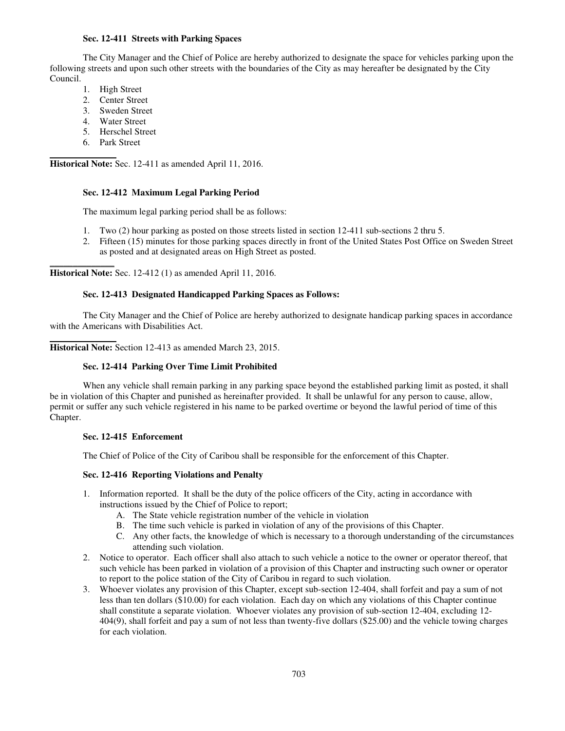### Sec. 12-411 Streets with Parking Spaces

The City Manager and the Chief of Police are hereby authorized to designate the space for vehicles parking upon the following streets and upon such other streets with the boundaries of the City as may hereafter be designated by the City Council.

1. High Street
2. Center Street
3. Sweden Street
4. Water Street
5. Herschel Street
6. Park Street

---

**Historical Note:** Sec. 12-411 as amended April 11, 2016.

### Sec. 12-412 Maximum Legal Parking Period

The maximum legal parking period shall be as follows:

1. Two (2) hour parking as posted on those streets listed in section 12-411 sub-sections 2 thru 5.
2. Fifteen (15) minutes for those parking spaces directly in front of the United States Post Office on Sweden Street as posted and at designated areas on High Street as posted.

---

**Historical Note:** Sec. 12-412 (1) as amended April 11, 2016.

### Sec. 12-413 Designated Handicapped Parking Spaces as Follows:

The City Manager and the Chief of Police are hereby authorized to designate handicap parking spaces in accordance with the Americans with Disabilities Act.

---

**Historical Note:** Section 12-413 as amended March 23, 2015.

### Sec. 12-414 Parking Over Time Limit Prohibited

When any vehicle shall remain parking in any parking space beyond the established parking limit as posted, it shall be in violation of this Chapter and punished as hereinafter provided. It shall be unlawful for any person to cause, allow, permit or suffer any such vehicle registered in his name to be parked overtime or beyond the lawful period of time of this Chapter.

### Sec. 12-415 Enforcement

The Chief of Police of the City of Caribou shall be responsible for the enforcement of this Chapter.

### Sec. 12-416 Reporting Violations and Penalty

1. Information reported. It shall be the duty of the police officers of the City, acting in accordance with instructions issued by the Chief of Police to report;
   A. The State vehicle registration number of the vehicle in violation
   B. The time such vehicle is parked in violation of any of the provisions of this Chapter.
   C. Any other facts, the knowledge of which is necessary to a thorough understanding of the circumstances attending such violation.
2. Notice to operator. Each officer shall also attach to such vehicle a notice to the owner or operator thereof, that such vehicle has been parked in violation of a provision of this Chapter and instructing such owner or operator to report to the police station of the City of Caribou in regard to such violation.
3. Whoever violates any provision of this Chapter, except sub-section 12-404, shall forfeit and pay a sum of not less than ten dollars ($10.00) for each violation. Each day on which any violations of this Chapter continue shall constitute a separate violation. Whoever violates any provision of sub-section 12-404, excluding 12-404(9), shall forfeit and pay a sum of not less than twenty-five dollars ($25.00) and the vehicle towing charges for each violation.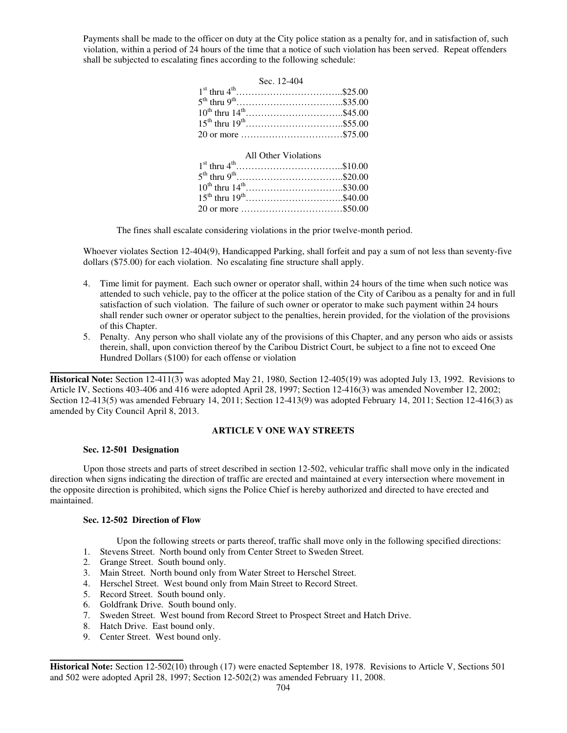Payments shall be made to the officer on duty at the City police station as a penalty for, and in satisfaction of, such violation, within a period of 24 hours of the time that a notice of such violation has been served. Repeat offenders shall be subjected to escalating fines according to the following schedule:

| Sec. 12-404 | |
|---|---|
| 1st thru 4th | $25.00 |
| 5th thru 9th | $35.00 |
| 10th thru 14th | $45.00 |
| 15th thru 19th | $55.00 |
| 20 or more | $75.00 |

| All Other Violations | |
|---|---|
| 1st thru 4th | $10.00 |
| 5th thru 9th | $20.00 |
| 10th thru 14th | $30.00 |
| 15th thru 19th | $40.00 |
| 20 or more | $50.00 |

The fines shall escalate considering violations in the prior twelve-month period.

Whoever violates Section 12-404(9), Handicapped Parking, shall forfeit and pay a sum of not less than seventy-five dollars ($75.00) for each violation. No escalating fine structure shall apply.

4. Time limit for payment. Each such owner or operator shall, within 24 hours of the time when such notice was attended to such vehicle, pay to the officer at the police station of the City of Caribou as a penalty for and in full satisfaction of such violation. The failure of such owner or operator to make such payment within 24 hours shall render such owner or operator subject to the penalties, herein provided, for the violation of the provisions of this Chapter.
5. Penalty. Any person who shall violate any of the provisions of this Chapter, and any person who aids or assists therein, shall, upon conviction thereof by the Caribou District Court, be subject to a fine not to exceed One Hundred Dollars ($100) for each offense or violation

---

**Historical Note:** Section 12-411(3) was adopted May 21, 1980, Section 12-405(19) was adopted July 13, 1992. Revisions to Article IV, Sections 403-406 and 416 were adopted April 28, 1997; Section 12-416(3) was amended November 12, 2002; Section 12-413(5) was amended February 14, 2011; Section 12-413(9) was adopted February 14, 2011; Section 12-416(3) as amended by City Council April 8, 2013.

## ARTICLE V ONE WAY STREETS

### Sec. 12-501 Designation

Upon those streets and parts of street described in section 12-502, vehicular traffic shall move only in the indicated direction when signs indicating the direction of traffic are erected and maintained at every intersection where movement in the opposite direction is prohibited, which signs the Police Chief is hereby authorized and directed to have erected and maintained.

### Sec. 12-502 Direction of Flow

Upon the following streets or parts thereof, traffic shall move only in the following specified directions:

1. Stevens Street. North bound only from Center Street to Sweden Street.
2. Grange Street. South bound only.
3. Main Street. North bound only from Water Street to Herschel Street.
4. Herschel Street. West bound only from Main Street to Record Street.
5. Record Street. South bound only.
6. Goldfrank Drive. South bound only.
7. Sweden Street. West bound from Record Street to Prospect Street and Hatch Drive.
8. Hatch Drive. East bound only.
9. Center Street. West bound only.

---

**Historical Note:** Section 12-502(10) through (17) were enacted September 18, 1978. Revisions to Article V, Sections 501 and 502 were adopted April 28, 1997; Section 12-502(2) was amended February 11, 2008.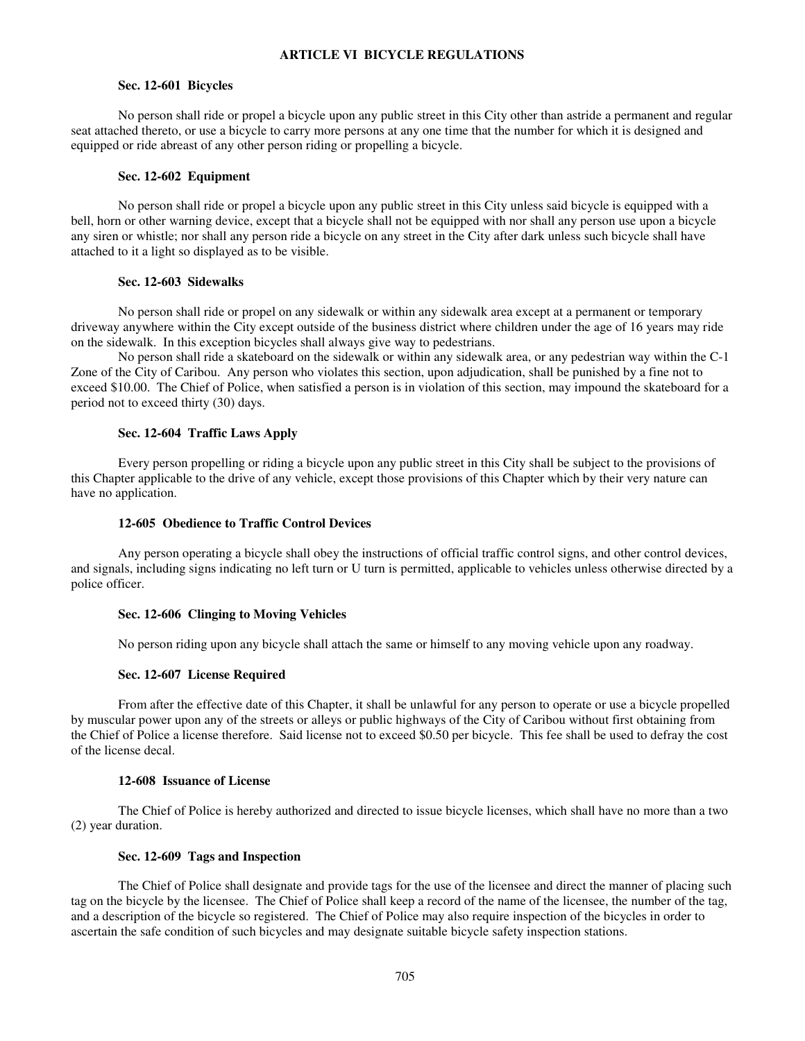## ARTICLE VI BICYCLE REGULATIONS

### Sec. 12-601 Bicycles

No person shall ride or propel a bicycle upon any public street in this City other than astride a permanent and regular seat attached thereto, or use a bicycle to carry more persons at any one time that the number for which it is designed and equipped or ride abreast of any other person riding or propelling a bicycle.

### Sec. 12-602 Equipment

No person shall ride or propel a bicycle upon any public street in this City unless said bicycle is equipped with a bell, horn or other warning device, except that a bicycle shall not be equipped with nor shall any person use upon a bicycle any siren or whistle; nor shall any person ride a bicycle on any street in the City after dark unless such bicycle shall have attached to it a light so displayed as to be visible.

### Sec. 12-603 Sidewalks

No person shall ride or propel on any sidewalk or within any sidewalk area except at a permanent or temporary driveway anywhere within the City except outside of the business district where children under the age of 16 years may ride on the sidewalk. In this exception bicycles shall always give way to pedestrians.

No person shall ride a skateboard on the sidewalk or within any sidewalk area, or any pedestrian way within the C-1 Zone of the City of Caribou. Any person who violates this section, upon adjudication, shall be punished by a fine not to exceed $10.00. The Chief of Police, when satisfied a person is in violation of this section, may impound the skateboard for a period not to exceed thirty (30) days.

### Sec. 12-604 Traffic Laws Apply

Every person propelling or riding a bicycle upon any public street in this City shall be subject to the provisions of this Chapter applicable to the drive of any vehicle, except those provisions of this Chapter which by their very nature can have no application.

### 12-605 Obedience to Traffic Control Devices

Any person operating a bicycle shall obey the instructions of official traffic control signs, and other control devices, and signals, including signs indicating no left turn or U turn is permitted, applicable to vehicles unless otherwise directed by a police officer.

### Sec. 12-606 Clinging to Moving Vehicles

No person riding upon any bicycle shall attach the same or himself to any moving vehicle upon any roadway.

### Sec. 12-607 License Required

From after the effective date of this Chapter, it shall be unlawful for any person to operate or use a bicycle propelled by muscular power upon any of the streets or alleys or public highways of the City of Caribou without first obtaining from the Chief of Police a license therefore. Said license not to exceed $0.50 per bicycle. This fee shall be used to defray the cost of the license decal.

### 12-608 Issuance of License

The Chief of Police is hereby authorized and directed to issue bicycle licenses, which shall have no more than a two (2) year duration.

### Sec. 12-609 Tags and Inspection

The Chief of Police shall designate and provide tags for the use of the licensee and direct the manner of placing such tag on the bicycle by the licensee. The Chief of Police shall keep a record of the name of the licensee, the number of the tag, and a description of the bicycle so registered. The Chief of Police may also require inspection of the bicycles in order to ascertain the safe condition of such bicycles and may designate suitable bicycle safety inspection stations.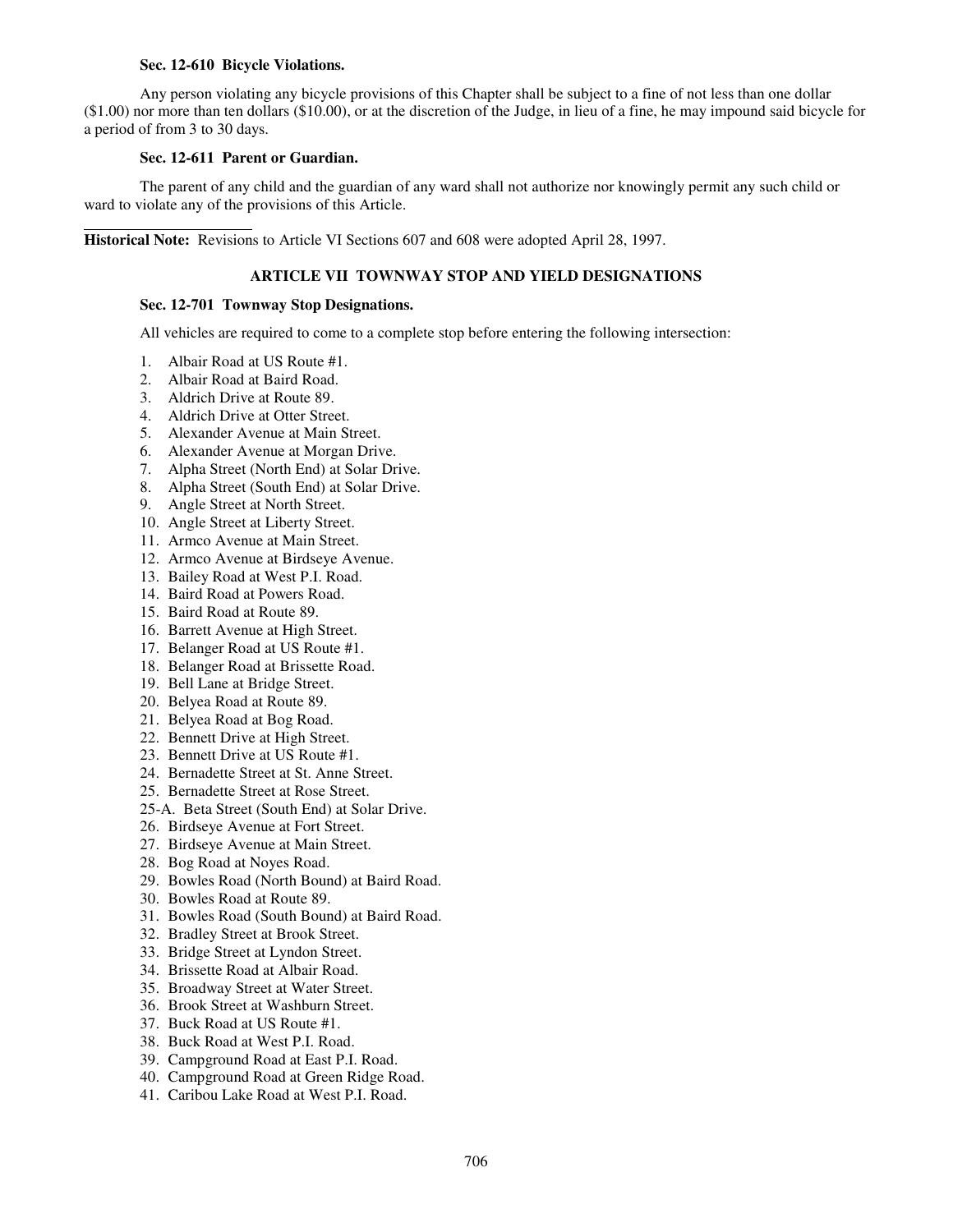### Sec. 12-610 Bicycle Violations.

Any person violating any bicycle provisions of this Chapter shall be subject to a fine of not less than one dollar ($1.00) nor more than ten dollars ($10.00), or at the discretion of the Judge, in lieu of a fine, he may impound said bicycle for a period of from 3 to 30 days.

### Sec. 12-611 Parent or Guardian.

The parent of any child and the guardian of any ward shall not authorize nor knowingly permit any such child or ward to violate any of the provisions of this Article.

---

**Historical Note:** Revisions to Article VI Sections 607 and 608 were adopted April 28, 1997.

## ARTICLE VII TOWNWAY STOP AND YIELD DESIGNATIONS

### Sec. 12-701 Townway Stop Designations.

All vehicles are required to come to a complete stop before entering the following intersection:

1. Albair Road at US Route #1.
2. Albair Road at Baird Road.
3. Aldrich Drive at Route 89.
4. Aldrich Drive at Otter Street.
5. Alexander Avenue at Main Street.
6. Alexander Avenue at Morgan Drive.
7. Alpha Street (North End) at Solar Drive.
8. Alpha Street (South End) at Solar Drive.
9. Angle Street at North Street.
10. Angle Street at Liberty Street.
11. Armco Avenue at Main Street.
12. Armco Avenue at Birdseye Avenue.
13. Bailey Road at West P.I. Road.
14. Baird Road at Powers Road.
15. Baird Road at Route 89.
16. Barrett Avenue at High Street.
17. Belanger Road at US Route #1.
18. Belanger Road at Brissette Road.
19. Bell Lane at Bridge Street.
20. Belyea Road at Route 89.
21. Belyea Road at Bog Road.
22. Bennett Drive at High Street.
23. Bennett Drive at US Route #1.
24. Bernadette Street at St. Anne Street.
25. Bernadette Street at Rose Street.

25-A. Beta Street (South End) at Solar Drive.

26. Birdseye Avenue at Fort Street.
27. Birdseye Avenue at Main Street.
28. Bog Road at Noyes Road.
29. Bowles Road (North Bound) at Baird Road.
30. Bowles Road at Route 89.
31. Bowles Road (South Bound) at Baird Road.
32. Bradley Street at Brook Street.
33. Bridge Street at Lyndon Street.
34. Brissette Road at Albair Road.
35. Broadway Street at Water Street.
36. Brook Street at Washburn Street.
37. Buck Road at US Route #1.
38. Buck Road at West P.I. Road.
39. Campground Road at East P.I. Road.
40. Campground Road at Green Ridge Road.
41. Caribou Lake Road at West P.I. Road.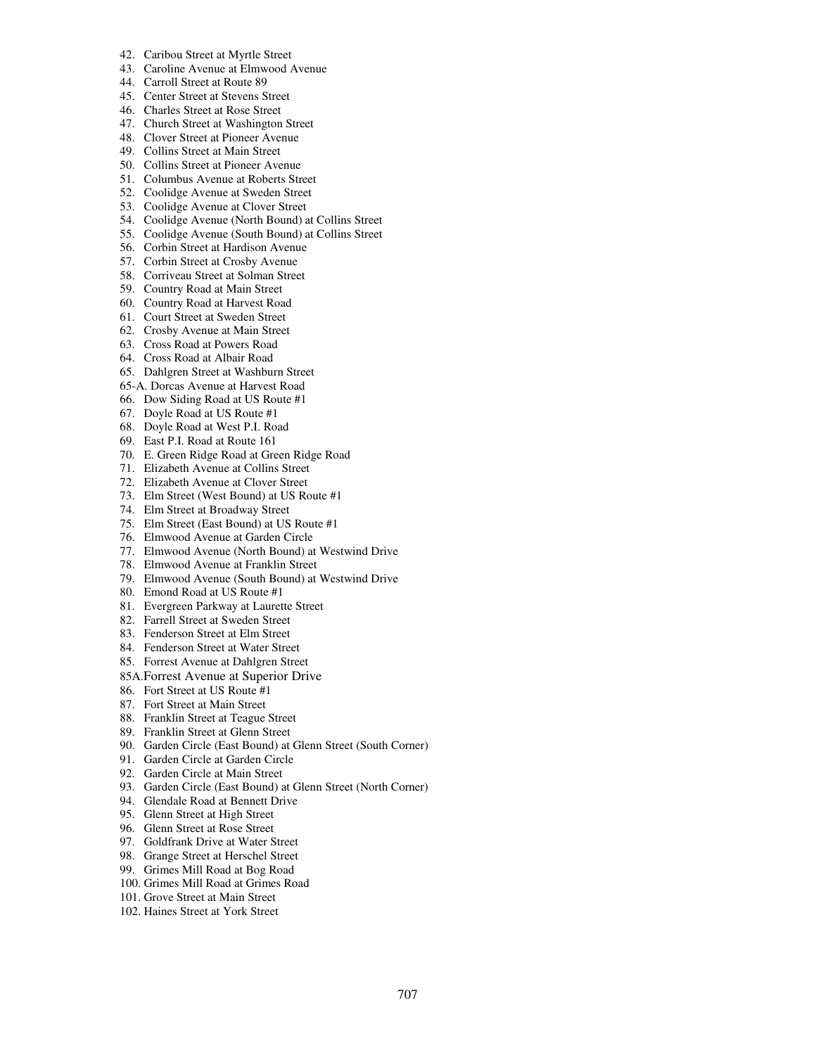42. Caribou Street at Myrtle Street
43. Caroline Avenue at Elmwood Avenue
44. Carroll Street at Route 89
45. Center Street at Stevens Street
46. Charles Street at Rose Street
47. Church Street at Washington Street
48. Clover Street at Pioneer Avenue
49. Collins Street at Main Street
50. Collins Street at Pioneer Avenue
51. Columbus Avenue at Roberts Street
52. Coolidge Avenue at Sweden Street
53. Coolidge Avenue at Clover Street
54. Coolidge Avenue (North Bound) at Collins Street
55. Coolidge Avenue (South Bound) at Collins Street
56. Corbin Street at Hardison Avenue
57. Corbin Street at Crosby Avenue
58. Corriveau Street at Solman Street
59. Country Road at Main Street
60. Country Road at Harvest Road
61. Court Street at Sweden Street
62. Crosby Avenue at Main Street
63. Cross Road at Powers Road
64. Cross Road at Albair Road
65. Dahlgren Street at Washburn Street

65-A. Dorcas Avenue at Harvest Road

66. Dow Siding Road at US Route #1
67. Doyle Road at US Route #1
68. Doyle Road at West P.I. Road
69. East P.I. Road at Route 161
70. E. Green Ridge Road at Green Ridge Road
71. Elizabeth Avenue at Collins Street
72. Elizabeth Avenue at Clover Street
73. Elm Street (West Bound) at US Route #1
74. Elm Street at Broadway Street
75. Elm Street (East Bound) at US Route #1
76. Elmwood Avenue at Garden Circle
77. Elmwood Avenue (North Bound) at Westwind Drive
78. Elmwood Avenue at Franklin Street
79. Elmwood Avenue (South Bound) at Westwind Drive
80. Emond Road at US Route #1
81. Evergreen Parkway at Laurette Street
82. Farrell Street at Sweden Street
83. Fenderson Street at Elm Street
84. Fenderson Street at Water Street
85. Forrest Avenue at Dahlgren Street

85A. Forrest Avenue at Superior Drive

86. Fort Street at US Route #1
87. Fort Street at Main Street
88. Franklin Street at Teague Street
89. Franklin Street at Glenn Street
90. Garden Circle (East Bound) at Glenn Street (South Corner)
91. Garden Circle at Garden Circle
92. Garden Circle at Main Street
93. Garden Circle (East Bound) at Glenn Street (North Corner)
94. Glendale Road at Bennett Drive
95. Glenn Street at High Street
96. Glenn Street at Rose Street
97. Goldfrank Drive at Water Street
98. Grange Street at Herschel Street
99. Grimes Mill Road at Bog Road
100. Grimes Mill Road at Grimes Road
101. Grove Street at Main Street
102. Haines Street at York Street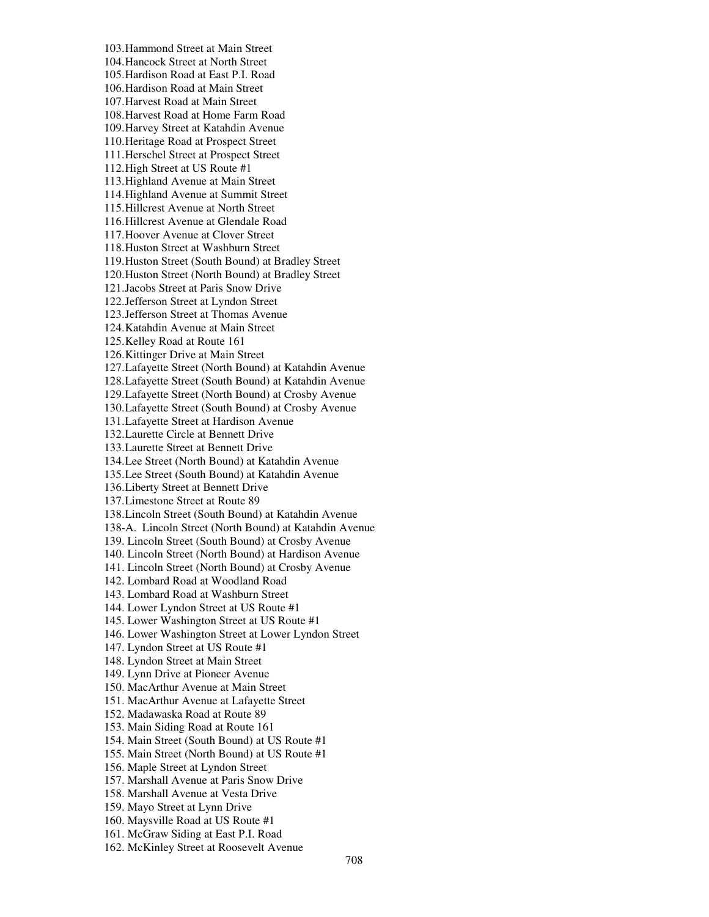103. Hammond Street at Main Street
104. Hancock Street at North Street
105. Hardison Road at East P.I. Road
106. Hardison Road at Main Street
107. Harvest Road at Main Street
108. Harvest Road at Home Farm Road
109. Harvey Street at Katahdin Avenue
110. Heritage Road at Prospect Street
111. Herschel Street at Prospect Street
112. High Street at US Route #1
113. Highland Avenue at Main Street
114. Highland Avenue at Summit Street
115. Hillcrest Avenue at North Street
116. Hillcrest Avenue at Glendale Road
117. Hoover Avenue at Clover Street
118. Huston Street at Washburn Street
119. Huston Street (South Bound) at Bradley Street
120. Huston Street (North Bound) at Bradley Street
121. Jacobs Street at Paris Snow Drive
122. Jefferson Street at Lyndon Street
123. Jefferson Street at Thomas Avenue
124. Katahdin Avenue at Main Street
125. Kelley Road at Route 161
126. Kittinger Drive at Main Street
127. Lafayette Street (North Bound) at Katahdin Avenue
128. Lafayette Street (South Bound) at Katahdin Avenue
129. Lafayette Street (North Bound) at Crosby Avenue
130. Lafayette Street (South Bound) at Crosby Avenue
131. Lafayette Street at Hardison Avenue
132. Laurette Circle at Bennett Drive
133. Laurette Street at Bennett Drive
134. Lee Street (North Bound) at Katahdin Avenue
135. Lee Street (South Bound) at Katahdin Avenue
136. Liberty Street at Bennett Drive
137. Limestone Street at Route 89
138. Lincoln Street (South Bound) at Katahdin Avenue
138-A. Lincoln Street (North Bound) at Katahdin Avenue
139. Lincoln Street (South Bound) at Crosby Avenue
140. Lincoln Street (North Bound) at Hardison Avenue
141. Lincoln Street (North Bound) at Crosby Avenue
142. Lombard Road at Woodland Road
143. Lombard Road at Washburn Street
144. Lower Lyndon Street at US Route #1
145. Lower Washington Street at US Route #1
146. Lower Washington Street at Lower Lyndon Street
147. Lyndon Street at US Route #1
148. Lyndon Street at Main Street
149. Lynn Drive at Pioneer Avenue
150. MacArthur Avenue at Main Street
151. MacArthur Avenue at Lafayette Street
152. Madawaska Road at Route 89
153. Main Siding Road at Route 161
154. Main Street (South Bound) at US Route #1
155. Main Street (North Bound) at US Route #1
156. Maple Street at Lyndon Street
157. Marshall Avenue at Paris Snow Drive
158. Marshall Avenue at Vesta Drive
159. Mayo Street at Lynn Drive
160. Maysville Road at US Route #1
161. McGraw Siding at East P.I. Road
162. McKinley Street at Roosevelt Avenue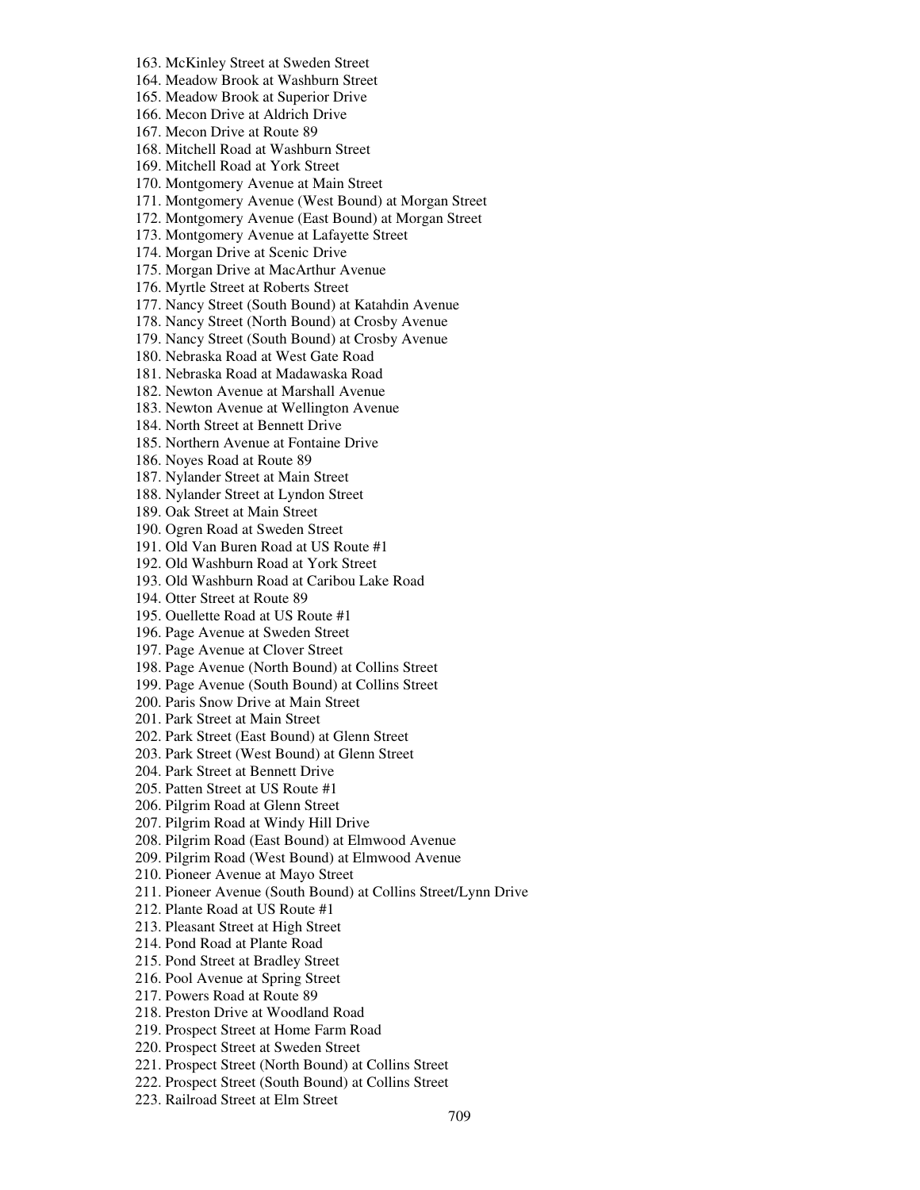163. McKinley Street at Sweden Street
164. Meadow Brook at Washburn Street
165. Meadow Brook at Superior Drive
166. Mecon Drive at Aldrich Drive
167. Mecon Drive at Route 89
168. Mitchell Road at Washburn Street
169. Mitchell Road at York Street
170. Montgomery Avenue at Main Street
171. Montgomery Avenue (West Bound) at Morgan Street
172. Montgomery Avenue (East Bound) at Morgan Street
173. Montgomery Avenue at Lafayette Street
174. Morgan Drive at Scenic Drive
175. Morgan Drive at MacArthur Avenue
176. Myrtle Street at Roberts Street
177. Nancy Street (South Bound) at Katahdin Avenue
178. Nancy Street (North Bound) at Crosby Avenue
179. Nancy Street (South Bound) at Crosby Avenue
180. Nebraska Road at West Gate Road
181. Nebraska Road at Madawaska Road
182. Newton Avenue at Marshall Avenue
183. Newton Avenue at Wellington Avenue
184. North Street at Bennett Drive
185. Northern Avenue at Fontaine Drive
186. Noyes Road at Route 89
187. Nylander Street at Main Street
188. Nylander Street at Lyndon Street
189. Oak Street at Main Street
190. Ogren Road at Sweden Street
191. Old Van Buren Road at US Route #1
192. Old Washburn Road at York Street
193. Old Washburn Road at Caribou Lake Road
194. Otter Street at Route 89
195. Ouellette Road at US Route #1
196. Page Avenue at Sweden Street
197. Page Avenue at Clover Street
198. Page Avenue (North Bound) at Collins Street
199. Page Avenue (South Bound) at Collins Street
200. Paris Snow Drive at Main Street
201. Park Street at Main Street
202. Park Street (East Bound) at Glenn Street
203. Park Street (West Bound) at Glenn Street
204. Park Street at Bennett Drive
205. Patten Street at US Route #1
206. Pilgrim Road at Glenn Street
207. Pilgrim Road at Windy Hill Drive
208. Pilgrim Road (East Bound) at Elmwood Avenue
209. Pilgrim Road (West Bound) at Elmwood Avenue
210. Pioneer Avenue at Mayo Street
211. Pioneer Avenue (South Bound) at Collins Street/Lynn Drive
212. Plante Road at US Route #1
213. Pleasant Street at High Street
214. Pond Road at Plante Road
215. Pond Street at Bradley Street
216. Pool Avenue at Spring Street
217. Powers Road at Route 89
218. Preston Drive at Woodland Road
219. Prospect Street at Home Farm Road
220. Prospect Street at Sweden Street
221. Prospect Street (North Bound) at Collins Street
222. Prospect Street (South Bound) at Collins Street
223. Railroad Street at Elm Street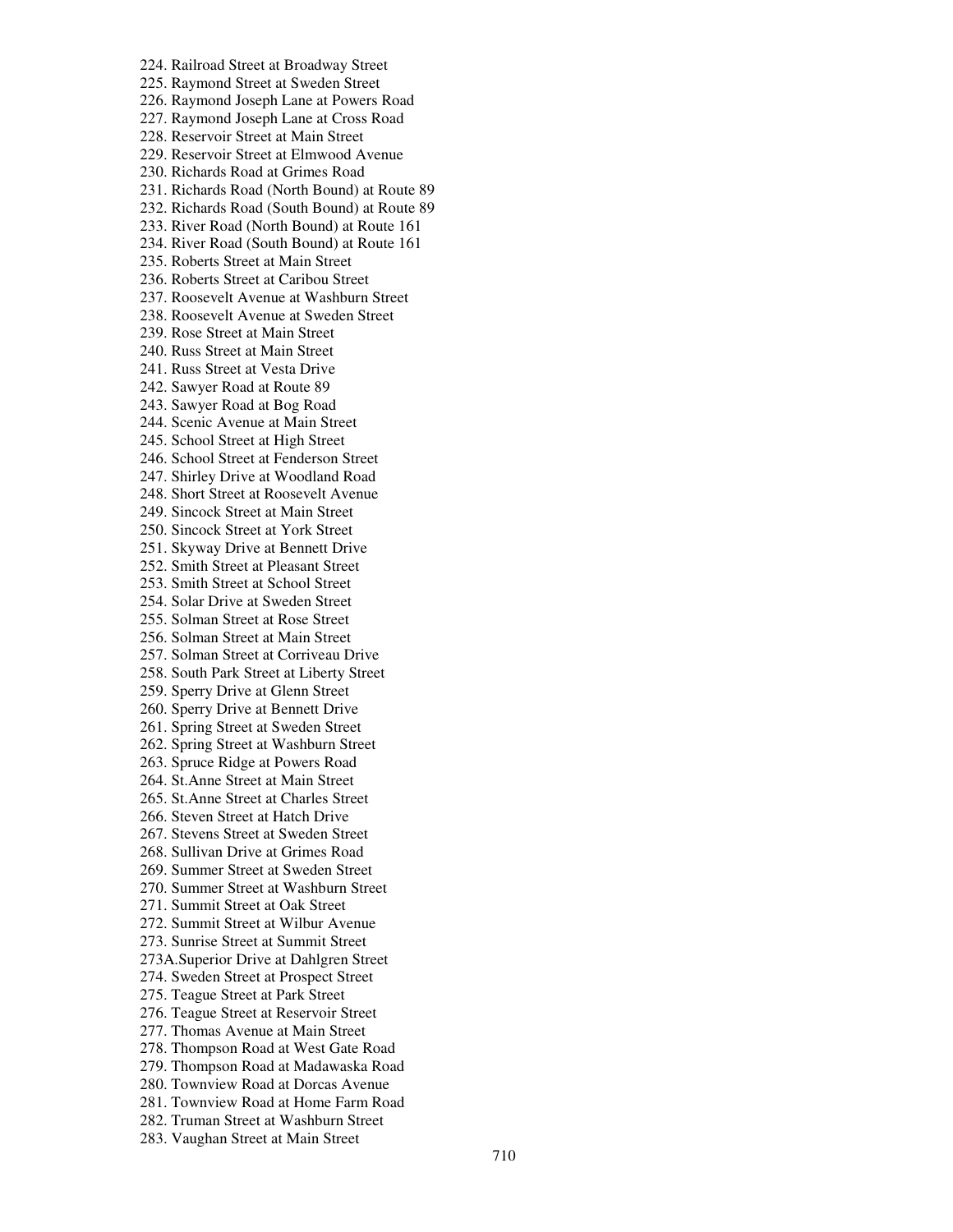224. Railroad Street at Broadway Street
225. Raymond Street at Sweden Street
226. Raymond Joseph Lane at Powers Road
227. Raymond Joseph Lane at Cross Road
228. Reservoir Street at Main Street
229. Reservoir Street at Elmwood Avenue
230. Richards Road at Grimes Road
231. Richards Road (North Bound) at Route 89
232. Richards Road (South Bound) at Route 89
233. River Road (North Bound) at Route 161
234. River Road (South Bound) at Route 161
235. Roberts Street at Main Street
236. Roberts Street at Caribou Street
237. Roosevelt Avenue at Washburn Street
238. Roosevelt Avenue at Sweden Street
239. Rose Street at Main Street
240. Russ Street at Main Street
241. Russ Street at Vesta Drive
242. Sawyer Road at Route 89
243. Sawyer Road at Bog Road
244. Scenic Avenue at Main Street
245. School Street at High Street
246. School Street at Fenderson Street
247. Shirley Drive at Woodland Road
248. Short Street at Roosevelt Avenue
249. Sincock Street at Main Street
250. Sincock Street at York Street
251. Skyway Drive at Bennett Drive
252. Smith Street at Pleasant Street
253. Smith Street at School Street
254. Solar Drive at Sweden Street
255. Solman Street at Rose Street
256. Solman Street at Main Street
257. Solman Street at Corriveau Drive
258. South Park Street at Liberty Street
259. Sperry Drive at Glenn Street
260. Sperry Drive at Bennett Drive
261. Spring Street at Sweden Street
262. Spring Street at Washburn Street
263. Spruce Ridge at Powers Road
264. St.Anne Street at Main Street
265. St.Anne Street at Charles Street
266. Steven Street at Hatch Drive
267. Stevens Street at Sweden Street
268. Sullivan Drive at Grimes Road
269. Summer Street at Sweden Street
270. Summer Street at Washburn Street
271. Summit Street at Oak Street
272. Summit Street at Wilbur Avenue
273. Sunrise Street at Summit Street
273A.Superior Drive at Dahlgren Street
274. Sweden Street at Prospect Street
275. Teague Street at Park Street
276. Teague Street at Reservoir Street
277. Thomas Avenue at Main Street
278. Thompson Road at West Gate Road
279. Thompson Road at Madawaska Road
280. Townview Road at Dorcas Avenue
281. Townview Road at Home Farm Road
282. Truman Street at Washburn Street
283. Vaughan Street at Main Street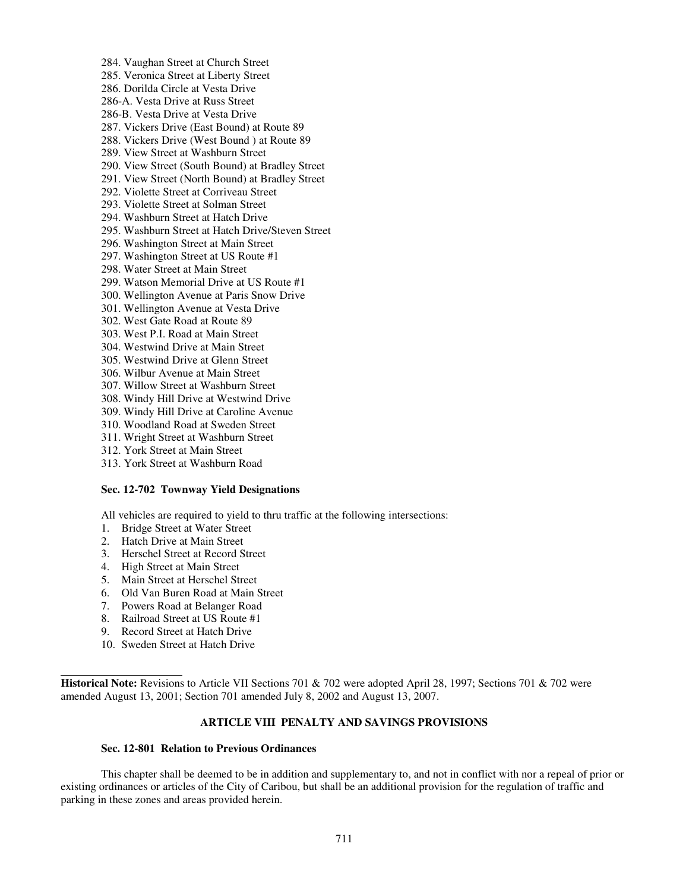284. Vaughan Street at Church Street
285. Veronica Street at Liberty Street
286. Dorilda Circle at Vesta Drive
286-A. Vesta Drive at Russ Street
286-B. Vesta Drive at Vesta Drive
287. Vickers Drive (East Bound) at Route 89
288. Vickers Drive (West Bound ) at Route 89
289. View Street at Washburn Street
290. View Street (South Bound) at Bradley Street
291. View Street (North Bound) at Bradley Street
292. Violette Street at Corriveau Street
293. Violette Street at Solman Street
294. Washburn Street at Hatch Drive
295. Washburn Street at Hatch Drive/Steven Street
296. Washington Street at Main Street
297. Washington Street at US Route #1
298. Water Street at Main Street
299. Watson Memorial Drive at US Route #1
300. Wellington Avenue at Paris Snow Drive
301. Wellington Avenue at Vesta Drive
302. West Gate Road at Route 89
303. West P.I. Road at Main Street
304. Westwind Drive at Main Street
305. Westwind Drive at Glenn Street
306. Wilbur Avenue at Main Street
307. Willow Street at Washburn Street
308. Windy Hill Drive at Westwind Drive
309. Windy Hill Drive at Caroline Avenue
310. Woodland Road at Sweden Street
311. Wright Street at Washburn Street
312. York Street at Main Street
313. York Street at Washburn Road

**Sec. 12-702 Townway Yield Designations**

All vehicles are required to yield to thru traffic at the following intersections:

1. Bridge Street at Water Street
2. Hatch Drive at Main Street
3. Herschel Street at Record Street
4. High Street at Main Street
5. Main Street at Herschel Street
6. Old Van Buren Road at Main Street
7. Powers Road at Belanger Road
8. Railroad Street at US Route #1
9. Record Street at Hatch Drive
10. Sweden Street at Hatch Drive

---

**Historical Note:** Revisions to Article VII Sections 701 & 702 were adopted April 28, 1997; Sections 701 & 702 were amended August 13, 2001; Section 701 amended July 8, 2002 and August 13, 2007.

## ARTICLE VIII PENALTY AND SAVINGS PROVISIONS

**Sec. 12-801 Relation to Previous Ordinances**

This chapter shall be deemed to be in addition and supplementary to, and not in conflict with nor a repeal of prior or existing ordinances or articles of the City of Caribou, but shall be an additional provision for the regulation of traffic and parking in these zones and areas provided herein.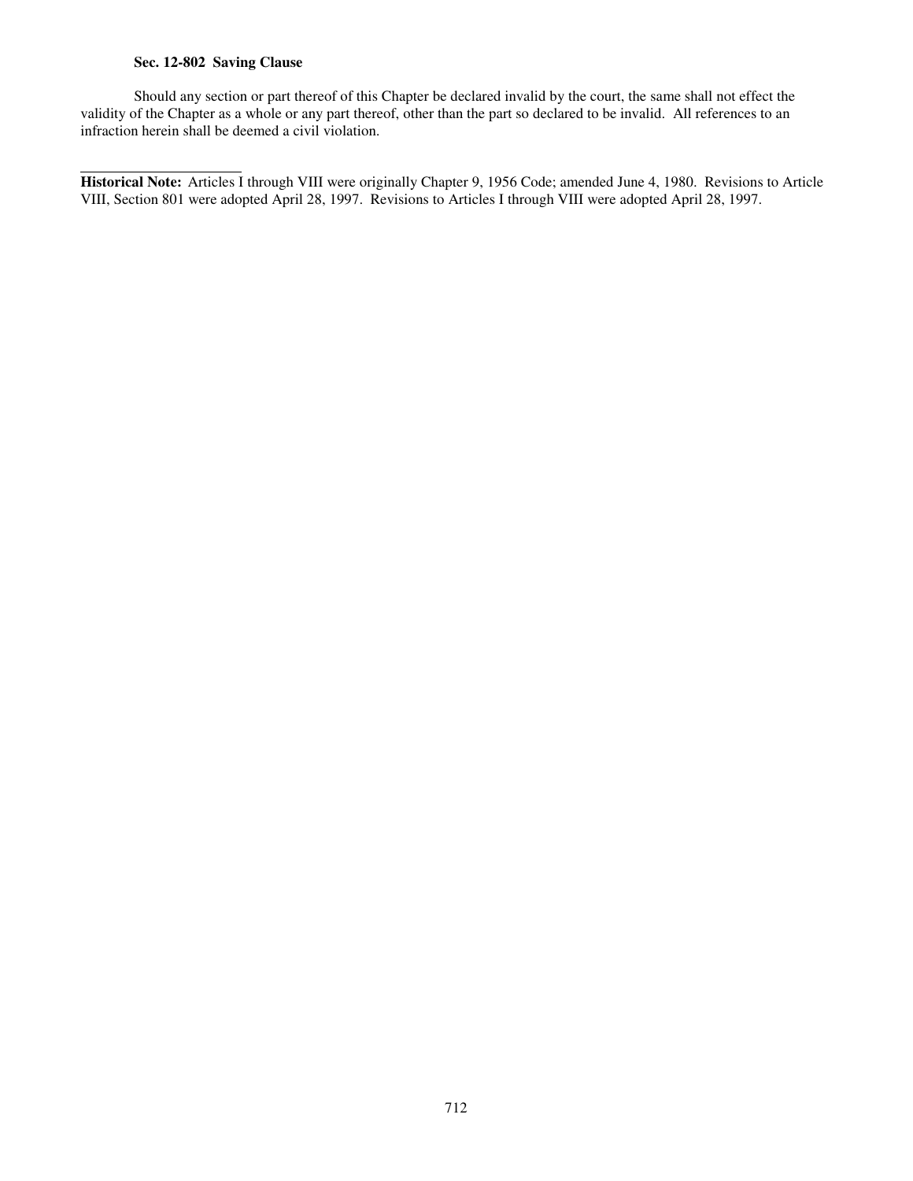**Sec. 12-802 Saving Clause**

Should any section or part thereof of this Chapter be declared invalid by the court, the same shall not effect the validity of the Chapter as a whole or any part thereof, other than the part so declared to be invalid. All references to an infraction herein shall be deemed a civil violation.

---

**Historical Note:** Articles I through VIII were originally Chapter 9, 1956 Code; amended June 4, 1980. Revisions to Article VIII, Section 801 were adopted April 28, 1997. Revisions to Articles I through VIII were adopted April 28, 1997.